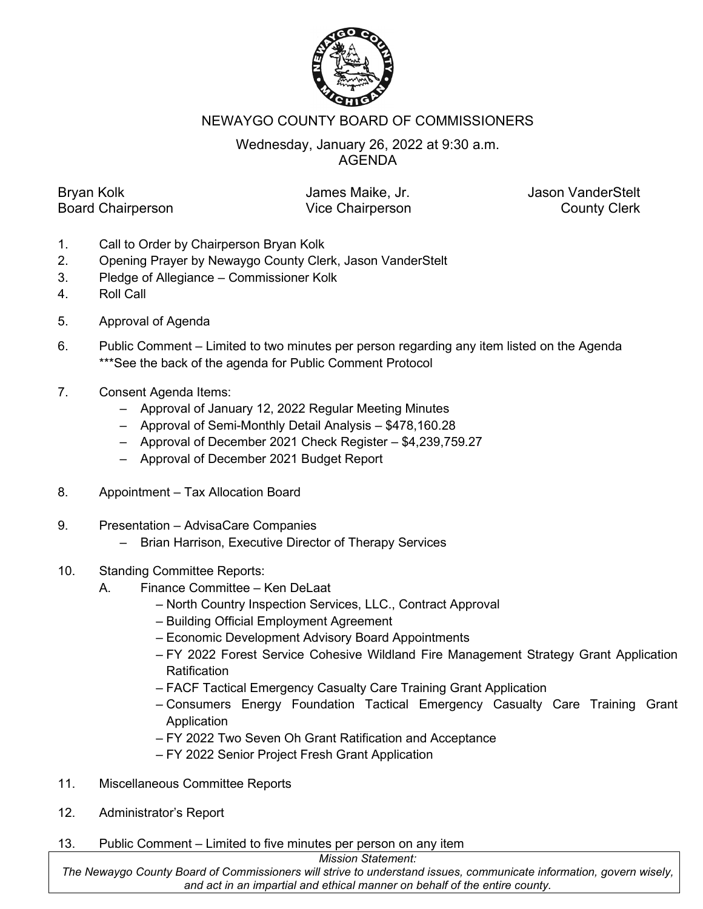# NEWAYGO COUNTY BOARD OF COMMISSIONERS

Wednesday, January 26, 2022 at 9:30 a.m.
AGENDA

| Bryan Kolk | James Maike, Jr. | Jason VanderStelt |
|---|---|---|
| Board Chairperson | Vice Chairperson | County Clerk |

1. Call to Order by Chairperson Bryan Kolk
2. Opening Prayer by Newaygo County Clerk, Jason VanderStelt
3. Pledge of Allegiance – Commissioner Kolk
4. Roll Call
5. Approval of Agenda
6. Public Comment – Limited to two minutes per person regarding any item listed on the Agenda
   ***See the back of the agenda for Public Comment Protocol
7. Consent Agenda Items:
   - Approval of January 12, 2022 Regular Meeting Minutes
   - Approval of Semi-Monthly Detail Analysis – $478,160.28
   - Approval of December 2021 Check Register – $4,239,759.27
   - Approval of December 2021 Budget Report
8. Appointment – Tax Allocation Board
9. Presentation – AdvisaCare Companies
   - Brian Harrison, Executive Director of Therapy Services
10. Standing Committee Reports:
    A. Finance Committee – Ken DeLaat
       - North Country Inspection Services, LLC., Contract Approval
       - Building Official Employment Agreement
       - Economic Development Advisory Board Appointments
       - FY 2022 Forest Service Cohesive Wildland Fire Management Strategy Grant Application Ratification
       - FACF Tactical Emergency Casualty Care Training Grant Application
       - Consumers Energy Foundation Tactical Emergency Casualty Care Training Grant Application
       - FY 2022 Two Seven Oh Grant Ratification and Acceptance
       - FY 2022 Senior Project Fresh Grant Application
11. Miscellaneous Committee Reports
12. Administrator's Report
13. Public Comment – Limited to five minutes per person on any item

*Mission Statement:*
*The Newaygo County Board of Commissioners will strive to understand issues, communicate information, govern wisely, and act in an impartial and ethical manner on behalf of the entire county.*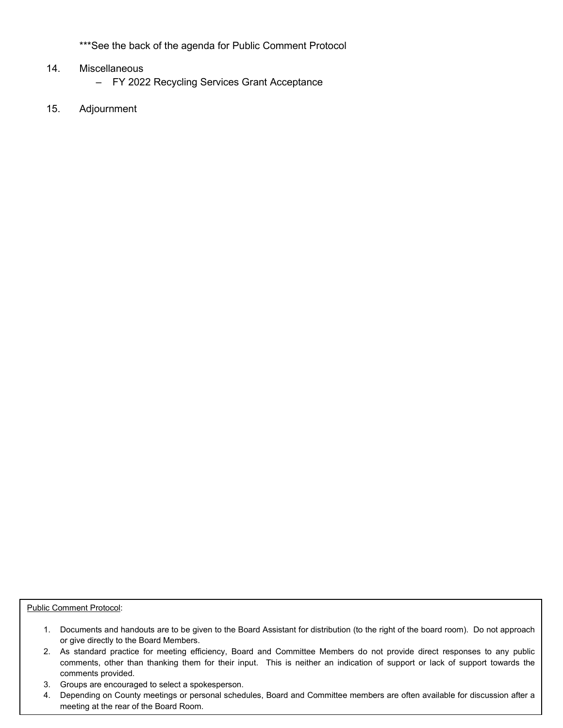***See the back of the agenda for Public Comment Protocol

14. Miscellaneous
    - FY 2022 Recycling Services Grant Acceptance

15. Adjournment

Public Comment Protocol:

1. Documents and handouts are to be given to the Board Assistant for distribution (to the right of the board room). Do not approach or give directly to the Board Members.
2. As standard practice for meeting efficiency, Board and Committee Members do not provide direct responses to any public comments, other than thanking them for their input. This is neither an indication of support or lack of support towards the comments provided.
3. Groups are encouraged to select a spokesperson.
4. Depending on County meetings or personal schedules, Board and Committee members are often available for discussion after a meeting at the rear of the Board Room.